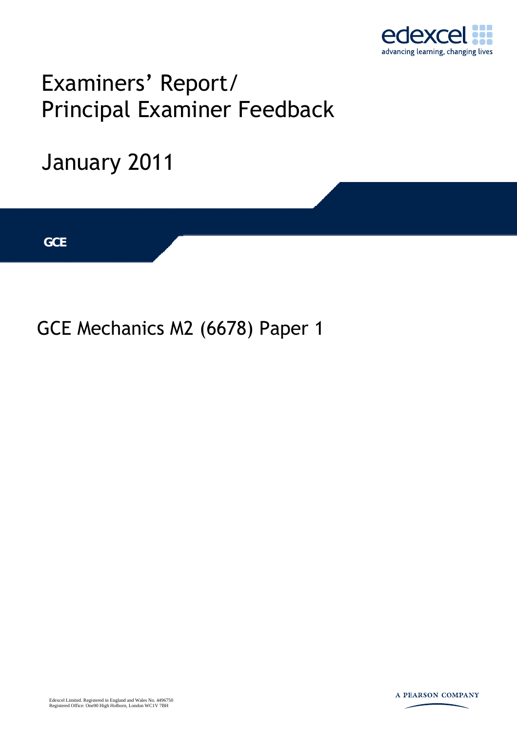edexcel
advancing learning, changing lives

# Examiners' Report/ Principal Examiner Feedback

## January 2011

**GCE**

## GCE Mechanics M2 (6678) Paper 1

Edexcel Limited. Registered in England and Wales No. 4496750
Registered Office: One90 High Holborn, London WC1V 7BH

A PEARSON COMPANY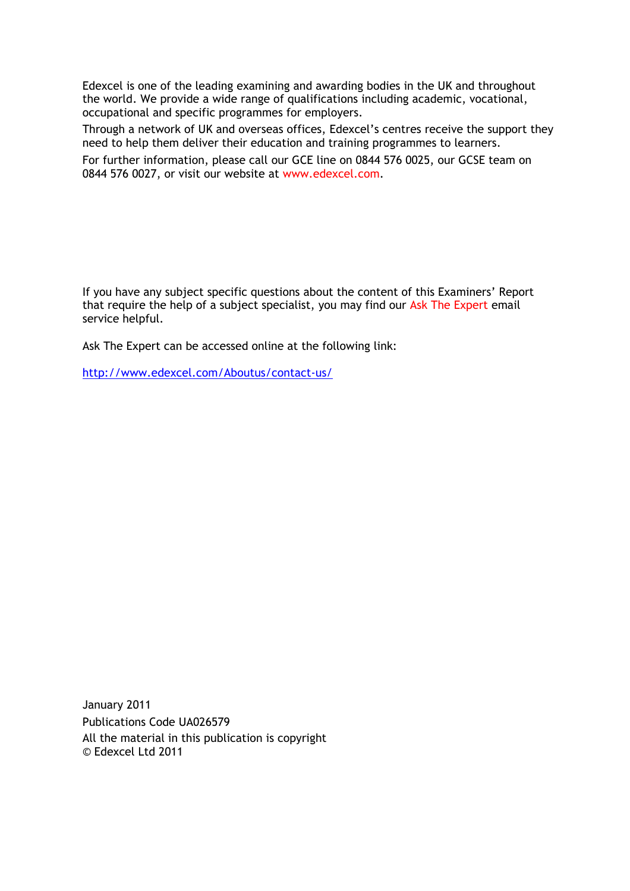Edexcel is one of the leading examining and awarding bodies in the UK and throughout the world. We provide a wide range of qualifications including academic, vocational, occupational and specific programmes for employers.

Through a network of UK and overseas offices, Edexcel's centres receive the support they need to help them deliver their education and training programmes to learners.

For further information, please call our GCE line on 0844 576 0025, our GCSE team on 0844 576 0027, or visit our website at www.edexcel.com.

If you have any subject specific questions about the content of this Examiners' Report that require the help of a subject specialist, you may find our Ask The Expert email service helpful.

Ask The Expert can be accessed online at the following link:

http://www.edexcel.com/Aboutus/contact-us/

January 2011

Publications Code UA026579

All the material in this publication is copyright

© Edexcel Ltd 2011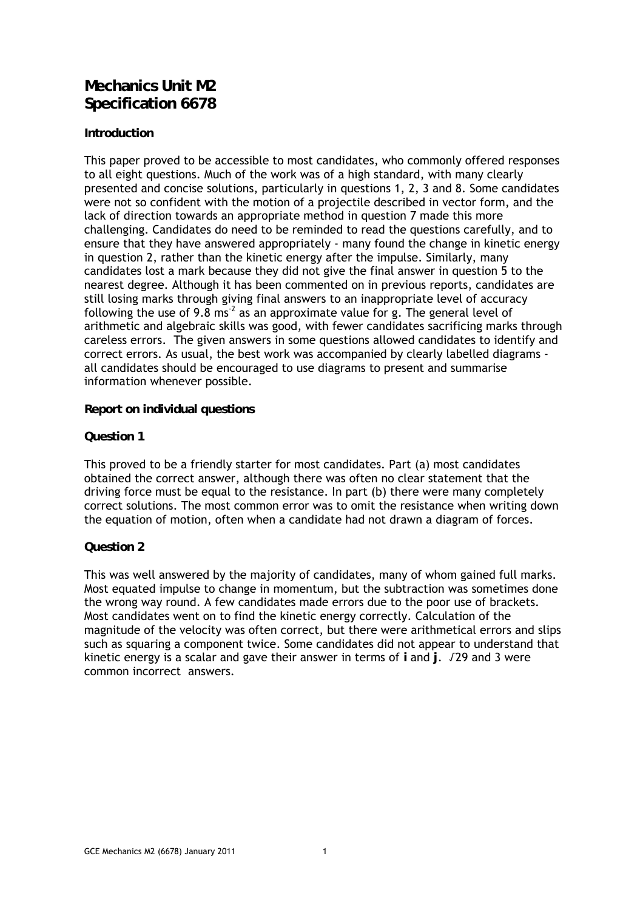# Mechanics Unit M2
# Specification 6678

### Introduction

This paper proved to be accessible to most candidates, who commonly offered responses to all eight questions. Much of the work was of a high standard, with many clearly presented and concise solutions, particularly in questions 1, 2, 3 and 8. Some candidates were not so confident with the motion of a projectile described in vector form, and the lack of direction towards an appropriate method in question 7 made this more challenging. Candidates do need to be reminded to read the questions carefully, and to ensure that they have answered appropriately - many found the change in kinetic energy in question 2, rather than the kinetic energy after the impulse. Similarly, many candidates lost a mark because they did not give the final answer in question 5 to the nearest degree. Although it has been commented on in previous reports, candidates are still losing marks through giving final answers to an inappropriate level of accuracy following the use of 9.8 $ms^{-2}$ as an approximate value for g. The general level of arithmetic and algebraic skills was good, with fewer candidates sacrificing marks through careless errors. The given answers in some questions allowed candidates to identify and correct errors. As usual, the best work was accompanied by clearly labelled diagrams - all candidates should be encouraged to use diagrams to present and summarise information whenever possible.

### Report on individual questions

### Question 1

This proved to be a friendly starter for most candidates. Part (a) most candidates obtained the correct answer, although there was often no clear statement that the driving force must be equal to the resistance. In part (b) there were many completely correct solutions. The most common error was to omit the resistance when writing down the equation of motion, often when a candidate had not drawn a diagram of forces.

### Question 2

This was well answered by the majority of candidates, many of whom gained full marks. Most equated impulse to change in momentum, but the subtraction was sometimes done the wrong way round. A few candidates made errors due to the poor use of brackets. Most candidates went on to find the kinetic energy correctly. Calculation of the magnitude of the velocity was often correct, but there were arithmetical errors and slips such as squaring a component twice. Some candidates did not appear to understand that kinetic energy is a scalar and gave their answer in terms of **i** and **j**. $\sqrt{29}$ and 3 were common incorrect answers.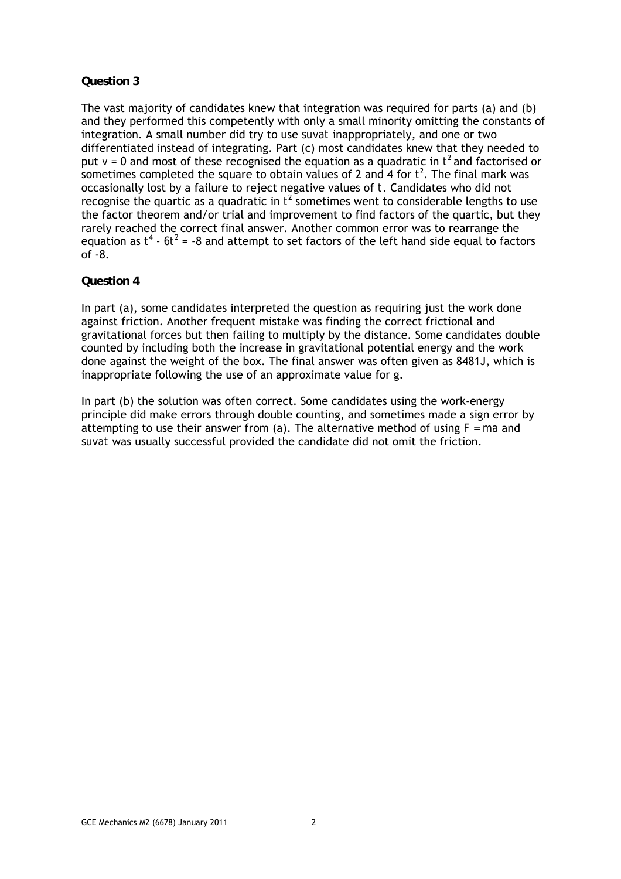**Question 3**

The vast majority of candidates knew that integration was required for parts (a) and (b) and they performed this competently with only a small minority omitting the constants of integration. A small number did try to use suvat inappropriately, and one or two differentiated instead of integrating. Part (c) most candidates knew that they needed to put $v = 0$ and most of these recognised the equation as a quadratic in $t^2$ and factorised or sometimes completed the square to obtain values of 2 and 4 for $t^2$. The final mark was occasionally lost by a failure to reject negative values of $t$. Candidates who did not recognise the quartic as a quadratic in $t^2$ sometimes went to considerable lengths to use the factor theorem and/or trial and improvement to find factors of the quartic, but they rarely reached the correct final answer. Another common error was to rearrange the equation as $t^4 - 6t^2 = -8$ and attempt to set factors of the left hand side equal to factors of -8.

**Question 4**

In part (a), some candidates interpreted the question as requiring just the work done against friction. Another frequent mistake was finding the correct frictional and gravitational forces but then failing to multiply by the distance. Some candidates double counted by including both the increase in gravitational potential energy and the work done against the weight of the box. The final answer was often given as 8481J, which is inappropriate following the use of an approximate value for g.

In part (b) the solution was often correct. Some candidates using the work-energy principle did make errors through double counting, and sometimes made a sign error by attempting to use their answer from (a). The alternative method of using $F = ma$ and suvat was usually successful provided the candidate did not omit the friction.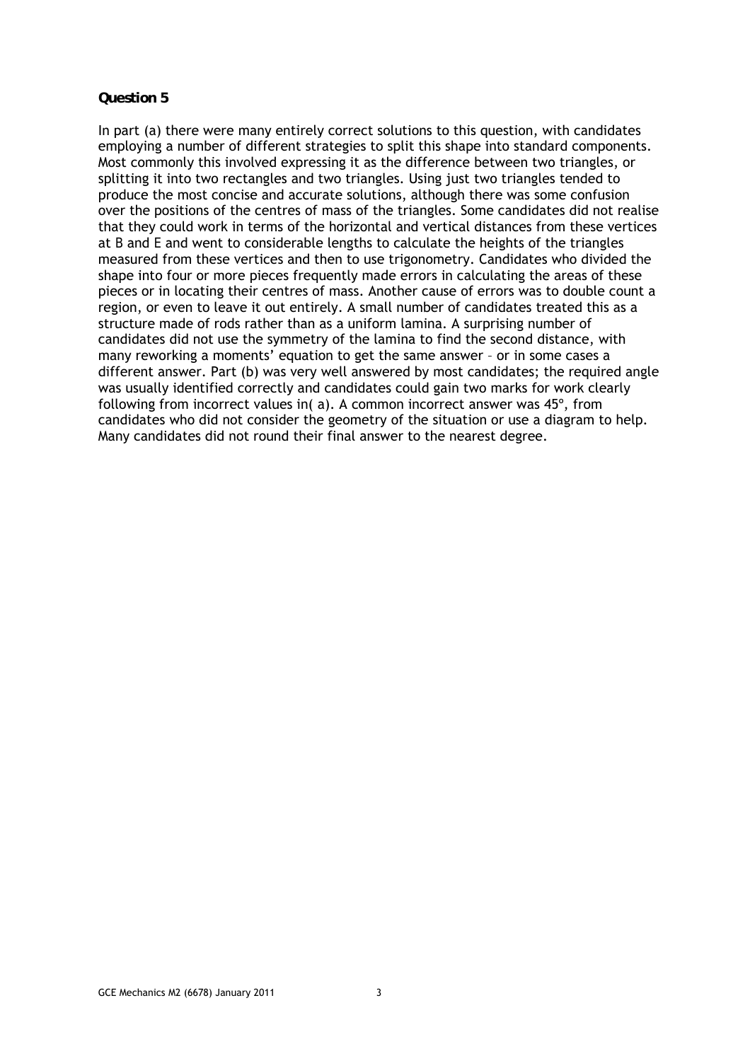**Question 5**

In part (a) there were many entirely correct solutions to this question, with candidates employing a number of different strategies to split this shape into standard components. Most commonly this involved expressing it as the difference between two triangles, or splitting it into two rectangles and two triangles. Using just two triangles tended to produce the most concise and accurate solutions, although there was some confusion over the positions of the centres of mass of the triangles. Some candidates did not realise that they could work in terms of the horizontal and vertical distances from these vertices at B and E and went to considerable lengths to calculate the heights of the triangles measured from these vertices and then to use trigonometry. Candidates who divided the shape into four or more pieces frequently made errors in calculating the areas of these pieces or in locating their centres of mass. Another cause of errors was to double count a region, or even to leave it out entirely. A small number of candidates treated this as a structure made of rods rather than as a uniform lamina. A surprising number of candidates did not use the symmetry of the lamina to find the second distance, with many reworking a moments' equation to get the same answer – or in some cases a different answer. Part (b) was very well answered by most candidates; the required angle was usually identified correctly and candidates could gain two marks for work clearly following from incorrect values in( a). A common incorrect answer was 45°, from candidates who did not consider the geometry of the situation or use a diagram to help. Many candidates did not round their final answer to the nearest degree.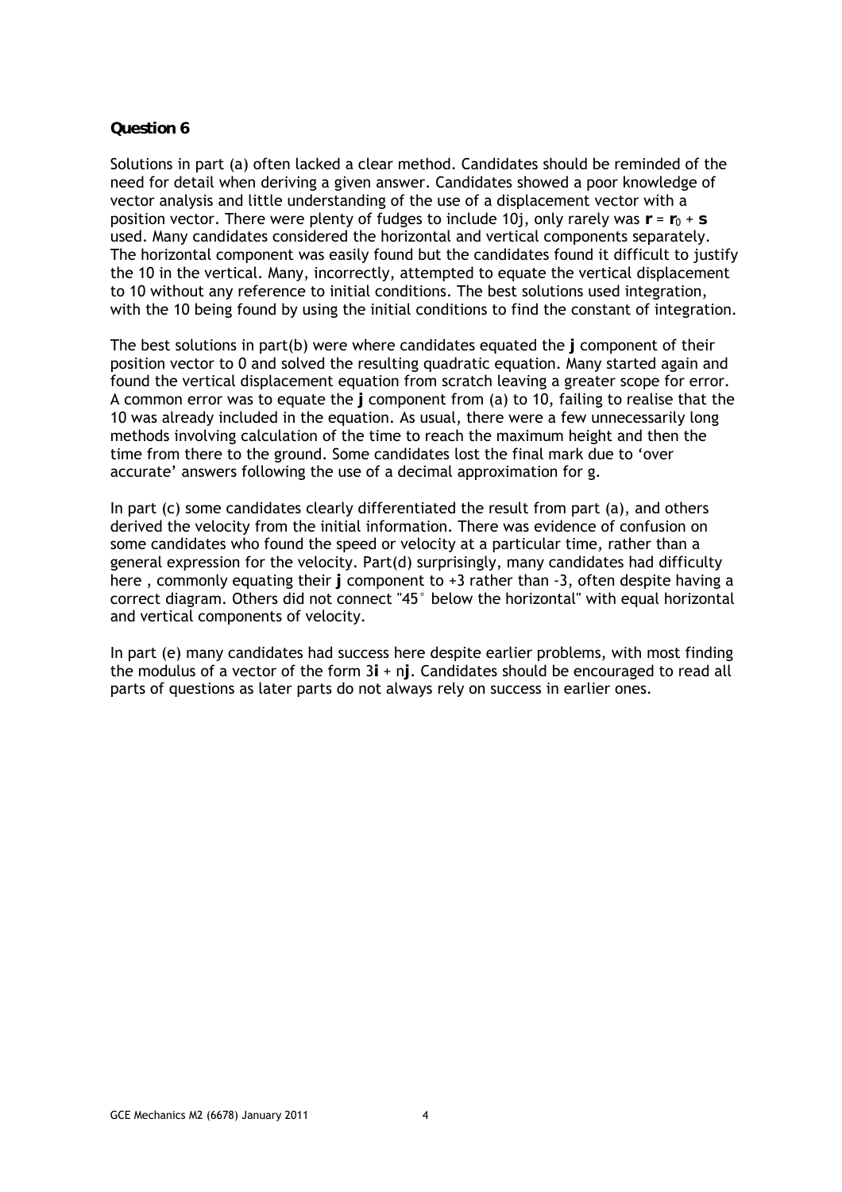**Question 6**

Solutions in part (a) often lacked a clear method. Candidates should be reminded of the need for detail when deriving a given answer. Candidates showed a poor knowledge of vector analysis and little understanding of the use of a displacement vector with a position vector. There were plenty of fudges to include 10j, only rarely was $\mathbf{r} = \mathbf{r}_0 + \mathbf{s}$ used. Many candidates considered the horizontal and vertical components separately. The horizontal component was easily found but the candidates found it difficult to justify the 10 in the vertical. Many, incorrectly, attempted to equate the vertical displacement to 10 without any reference to initial conditions. The best solutions used integration, with the 10 being found by using the initial conditions to find the constant of integration.

The best solutions in part(b) were where candidates equated the **j** component of their position vector to 0 and solved the resulting quadratic equation. Many started again and found the vertical displacement equation from scratch leaving a greater scope for error. A common error was to equate the **j** component from (a) to 10, failing to realise that the 10 was already included in the equation. As usual, there were a few unnecessarily long methods involving calculation of the time to reach the maximum height and then the time from there to the ground. Some candidates lost the final mark due to 'over accurate' answers following the use of a decimal approximation for g.

In part (c) some candidates clearly differentiated the result from part (a), and others derived the velocity from the initial information. There was evidence of confusion on some candidates who found the speed or velocity at a particular time, rather than a general expression for the velocity. Part(d) surprisingly, many candidates had difficulty here , commonly equating their **j** component to +3 rather than -3, often despite having a correct diagram. Others did not connect "45° below the horizontal" with equal horizontal and vertical components of velocity.

In part (e) many candidates had success here despite earlier problems, with most finding the modulus of a vector of the form $3\mathbf{i} + n\mathbf{j}$. Candidates should be encouraged to read all parts of questions as later parts do not always rely on success in earlier ones.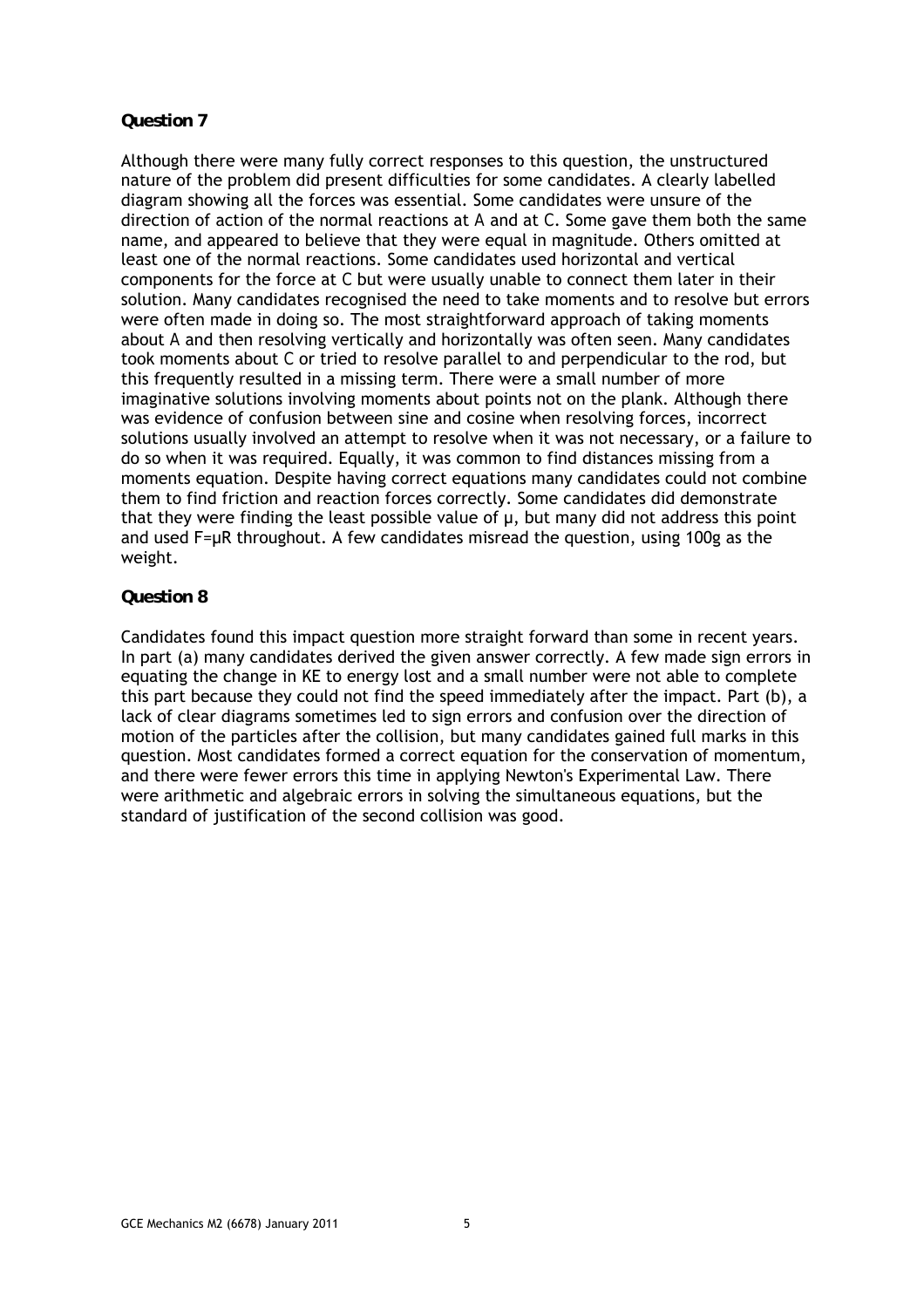## Question 7

Although there were many fully correct responses to this question, the unstructured nature of the problem did present difficulties for some candidates. A clearly labelled diagram showing all the forces was essential. Some candidates were unsure of the direction of action of the normal reactions at A and at C. Some gave them both the same name, and appeared to believe that they were equal in magnitude. Others omitted at least one of the normal reactions. Some candidates used horizontal and vertical components for the force at C but were usually unable to connect them later in their solution. Many candidates recognised the need to take moments and to resolve but errors were often made in doing so. The most straightforward approach of taking moments about A and then resolving vertically and horizontally was often seen. Many candidates took moments about C or tried to resolve parallel to and perpendicular to the rod, but this frequently resulted in a missing term. There were a small number of more imaginative solutions involving moments about points not on the plank. Although there was evidence of confusion between sine and cosine when resolving forces, incorrect solutions usually involved an attempt to resolve when it was not necessary, or a failure to do so when it was required. Equally, it was common to find distances missing from a moments equation. Despite having correct equations many candidates could not combine them to find friction and reaction forces correctly. Some candidates did demonstrate that they were finding the least possible value of $\mu$, but many did not address this point and used $F=\mu R$ throughout. A few candidates misread the question, using 100g as the weight.

## Question 8

Candidates found this impact question more straight forward than some in recent years. In part (a) many candidates derived the given answer correctly. A few made sign errors in equating the change in KE to energy lost and a small number were not able to complete this part because they could not find the speed immediately after the impact. Part (b), a lack of clear diagrams sometimes led to sign errors and confusion over the direction of motion of the particles after the collision, but many candidates gained full marks in this question. Most candidates formed a correct equation for the conservation of momentum, and there were fewer errors this time in applying Newton's Experimental Law. There were arithmetic and algebraic errors in solving the simultaneous equations, but the standard of justification of the second collision was good.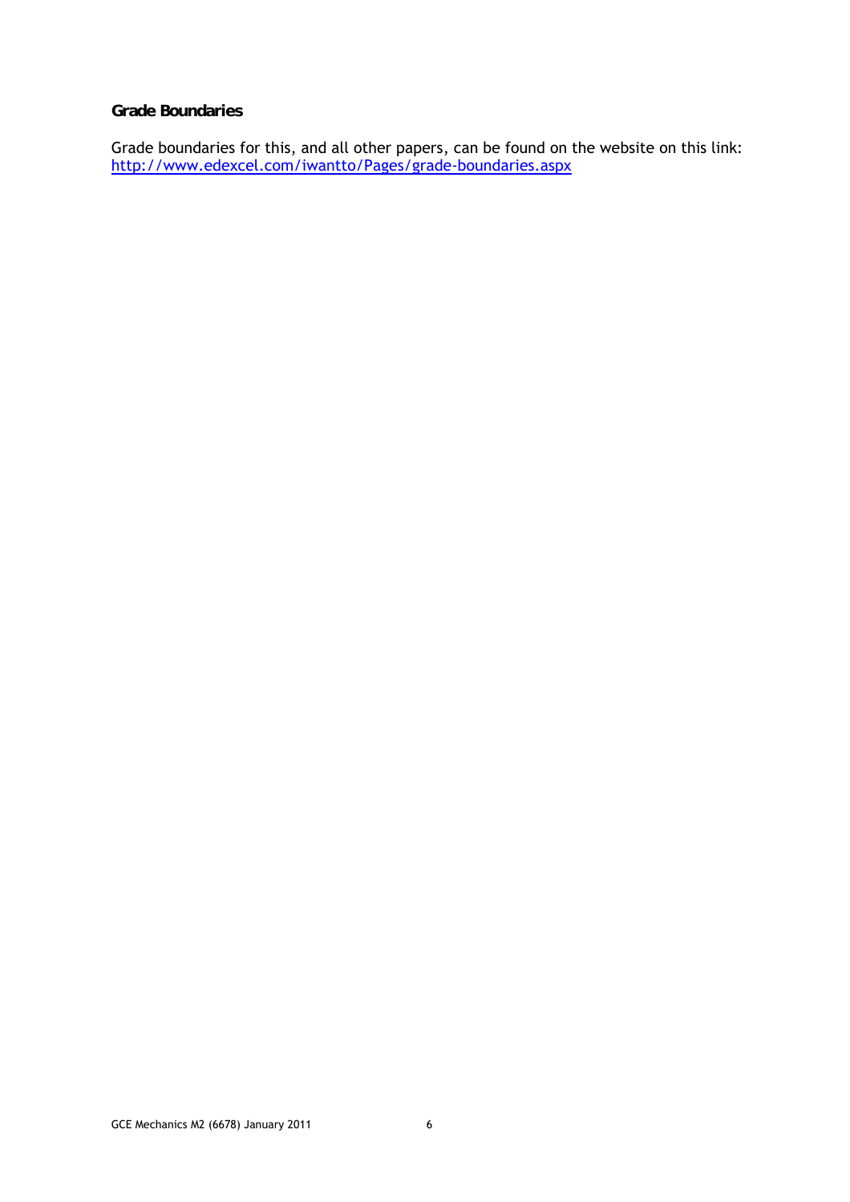**Grade Boundaries**

Grade boundaries for this, and all other papers, can be found on the website on this link:
http://www.edexcel.com/iwantto/Pages/grade-boundaries.aspx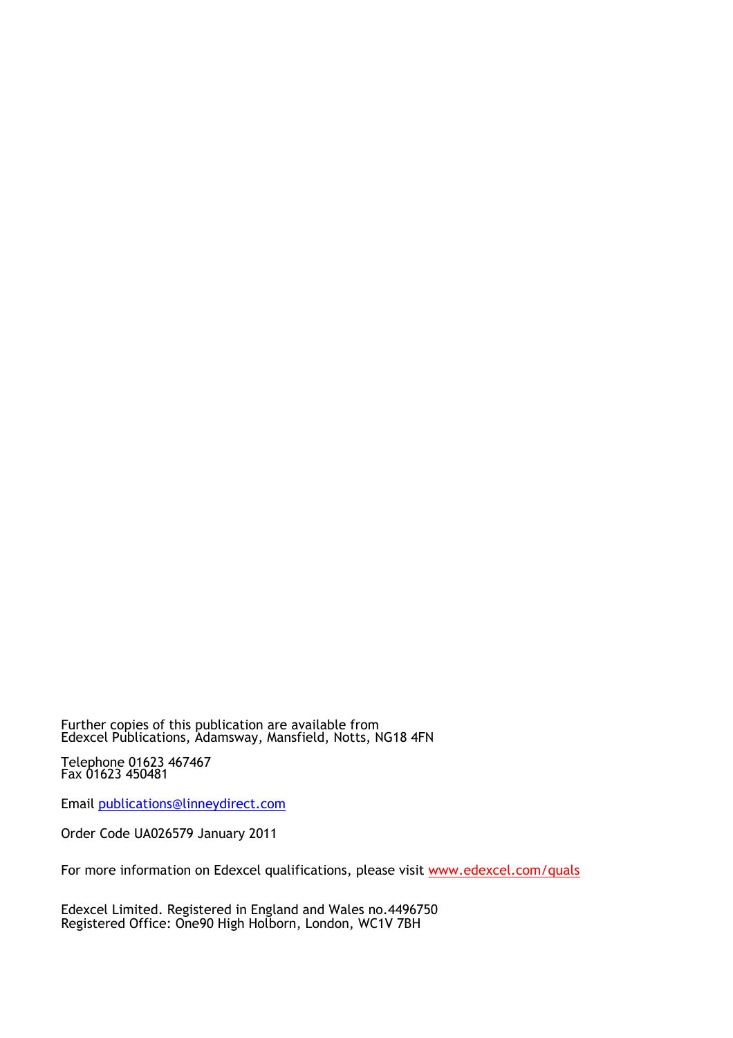Further copies of this publication are available from
Edexcel Publications, Adamsway, Mansfield, Notts, NG18 4FN

Telephone 01623 467467
Fax 01623 450481

Email publications@linneydirect.com

Order Code UA026579 January 2011

For more information on Edexcel qualifications, please visit www.edexcel.com/quals

Edexcel Limited. Registered in England and Wales no.4496750
Registered Office: One90 High Holborn, London, WC1V 7BH